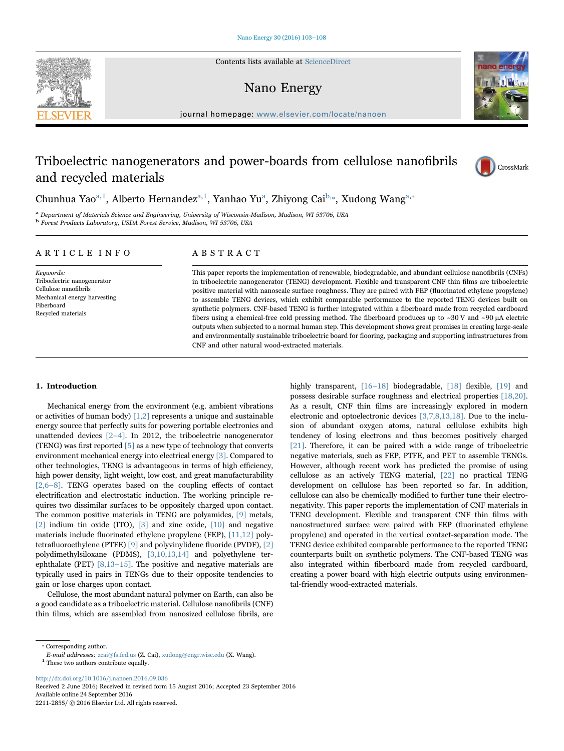Contents lists available at ScienceDirect

Nano Energy

journal homepage: www.elsevier.com/locate/nanoen

# Triboelectric nanogenerators and power-boards from cellulose nanofibrils and recycled materials

Chunhua Yao[a,1], Alberto Hernandez[a,1], Yanhao Yu[a], Zhiyong Cai[b,*], Xudong Wang[a,*]

[a] Department of Materials Science and Engineering, University of Wisconsin-Madison, Madison, WI 53706, USA
[b] Forest Products Laboratory, USDA Forest Service, Madison, WI 53706, USA

## ARTICLE INFO

*Keywords:*
Triboelectric nanogenerator
Cellulose nanofibrils
Mechanical energy harvesting
Fiberboard
Recycled materials

## ABSTRACT

This paper reports the implementation of renewable, biodegradable, and abundant cellulose nanofibrils (CNFs) in triboelectric nanogenerator (TENG) development. Flexible and transparent CNF thin films are triboelectric positive material with nanoscale surface roughness. They are paired with FEP (fluorinated ethylene propylene) to assemble TENG devices, which exhibit comparable performance to the reported TENG devices built on synthetic polymers. CNF-based TENG is further integrated within a fiberboard made from recycled cardboard fibers using a chemical-free cold pressing method. The fiberboard produces up to ~30 V and ~90 μA electric outputs when subjected to a normal human step. This development shows great promises in creating large-scale and environmentally sustainable triboelectric board for flooring, packaging and supporting infrastructures from CNF and other natural wood-extracted materials.

## 1. Introduction

Mechanical energy from the environment (e.g. ambient vibrations or activities of human body) [1,2] represents a unique and sustainable energy source that perfectly suits for powering portable electronics and unattended devices [2–4]. In 2012, the triboelectric nanogenerator (TENG) was first reported [5] as a new type of technology that converts environment mechanical energy into electrical energy [3]. Compared to other technologies, TENG is advantageous in terms of high efficiency, high power density, light weight, low cost, and great manufacturability [2,6–8]. TENG operates based on the coupling effects of contact electrification and electrostatic induction. The working principle requires two dissimilar surfaces to be oppositely charged upon contact. The common positive materials in TENG are polyamides, [9] metals, [2] indium tin oxide (ITO), [3] and zinc oxide, [10] and negative materials include fluorinated ethylene propylene (FEP), [11,12] polytetrafluoroethylene (PTFE) [9] and polyvinylidene fluoride (PVDF), [2] polydimethylsiloxane (PDMS), [3,10,13,14] and polyethylene terephthalate (PET) [8,13–15]. The positive and negative materials are typically used in pairs in TENGs due to their opposite tendencies to gain or lose charges upon contact.

Cellulose, the most abundant natural polymer on Earth, can also be a good candidate as a triboelectric material. Cellulose nanofibrils (CNF) thin films, which are assembled from nanosized cellulose fibrils, are highly transparent, [16–18] biodegradable, [18] flexible, [19] and possess desirable surface roughness and electrical properties [18,20]. As a result, CNF thin films are increasingly explored in modern electronic and optoelectronic devices [3,7,8,13,18]. Due to the inclusion of abundant oxygen atoms, natural cellulose exhibits high tendency of losing electrons and thus becomes positively charged [21]. Therefore, it can be paired with a wide range of triboelectric negative materials, such as FEP, PTFE, and PET to assemble TENGs. However, although recent work has predicted the promise of using cellulose as an actively TENG material, [22] no practical TENG development on cellulose has been reported so far. In addition, cellulose can also be chemically modified to further tune their electronegativity. This paper reports the implementation of CNF materials in TENG development. Flexible and transparent CNF thin films with nanostructured surface were paired with FEP (fluorinated ethylene propylene) and operated in the vertical contact-separation mode. The TENG device exhibited comparable performance to the reported TENG counterparts built on synthetic polymers. The CNF-based TENG was also integrated within fiberboard made from recycled cardboard, creating a power board with high electric outputs using environmental-friendly wood-extracted materials.

* Corresponding author.
*E-mail addresses:* zcai@fs.fed.us (Z. Cai), xudong@engr.wisc.edu (X. Wang).
[1] These two authors contribute equally.

http://dx.doi.org/10.1016/j.nanoen.2016.09.036
Received 2 June 2016; Received in revised form 15 August 2016; Accepted 23 September 2016
Available online 24 September 2016
2211-2855/ © 2016 Elsevier Ltd. All rights reserved.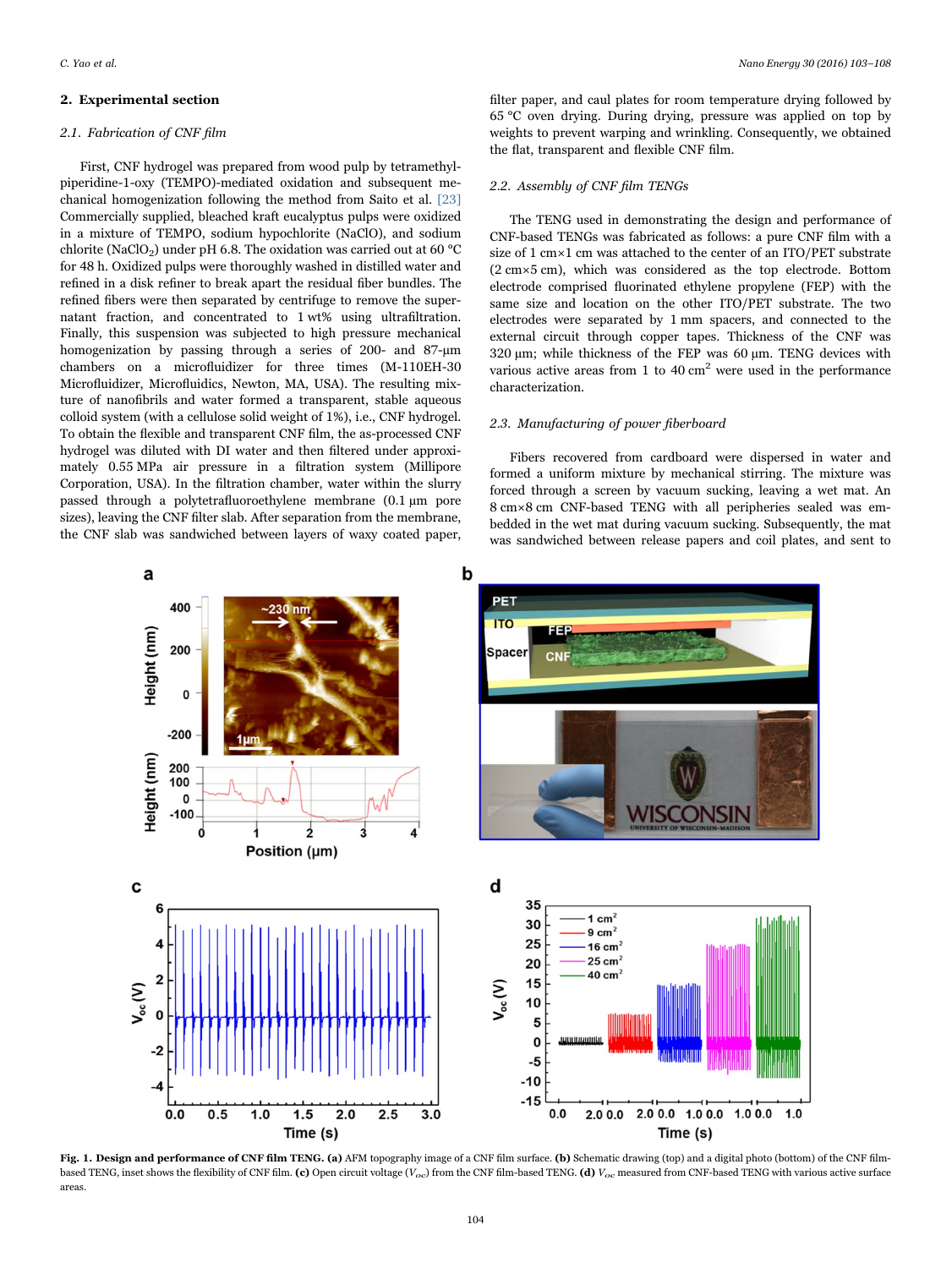## 2. Experimental section

### 2.1. Fabrication of CNF film

First, CNF hydrogel was prepared from wood pulp by tetramethylpiperidine-1-oxy (TEMPO)-mediated oxidation and subsequent mechanical homogenization following the method from Saito et al. [23] Commercially supplied, bleached kraft eucalyptus pulps were oxidized in a mixture of TEMPO, sodium hypochlorite (NaClO), and sodium chlorite ($NaClO_2$) under pH 6.8. The oxidation was carried out at 60 °C for 48 h. Oxidized pulps were thoroughly washed in distilled water and refined in a disk refiner to break apart the residual fiber bundles. The refined fibers were then separated by centrifuge to remove the supernatant fraction, and concentrated to 1 wt% using ultrafiltration. Finally, this suspension was subjected to high pressure mechanical homogenization by passing through a series of 200- and 87-μm chambers on a microfluidizer for three times (M-110EH-30 Microfluidizer, Microfluidics, Newton, MA, USA). The resulting mixture of nanofibrils and water formed a transparent, stable aqueous colloid system (with a cellulose solid weight of 1%), i.e., CNF hydrogel. To obtain the flexible and transparent CNF film, the as-processed CNF hydrogel was diluted with DI water and then filtered under approximately 0.55 MPa air pressure in a filtration system (Millipore Corporation, USA). In the filtration chamber, water within the slurry passed through a polytetrafluoroethylene membrane (0.1 μm pore sizes), leaving the CNF filter slab. After separation from the membrane, the CNF slab was sandwiched between layers of waxy coated paper, filter paper, and caul plates for room temperature drying followed by 65 °C oven drying. During drying, pressure was applied on top by weights to prevent warping and wrinkling. Consequently, we obtained the flat, transparent and flexible CNF film.

### 2.2. Assembly of CNF film TENGs

The TENG used in demonstrating the design and performance of CNF-based TENGs was fabricated as follows: a pure CNF film with a size of 1 cm×1 cm was attached to the center of an ITO/PET substrate (2 cm×5 cm), which was considered as the top electrode. Bottom electrode comprised fluorinated ethylene propylene (FEP) with the same size and location on the other ITO/PET substrate. The two electrodes were separated by 1 mm spacers, and connected to the external circuit through copper tapes. Thickness of the CNF was 320 μm; while thickness of the FEP was 60 μm. TENG devices with various active areas from 1 to 40 $cm^2$ were used in the performance characterization.

### 2.3. Manufacturing of power fiberboard

Fibers recovered from cardboard were dispersed in water and formed a uniform mixture by mechanical stirring. The mixture was forced through a screen by vacuum sucking, leaving a wet mat. An 8 cm×8 cm CNF-based TENG with all peripheries sealed was embedded in the wet mat during vacuum sucking. Subsequently, the mat was sandwiched between release papers and coil plates, and sent to

**Fig. 1. Design and performance of CNF film TENG. (a)** AFM topography image of a CNF film surface. **(b)** Schematic drawing (top) and a digital photo (bottom) of the CNF film-based TENG, inset shows the flexibility of CNF film. **(c)** Open circuit voltage ($V_{oc}$) from the CNF film-based TENG. **(d)** $V_{oc}$ measured from CNF-based TENG with various active surface areas.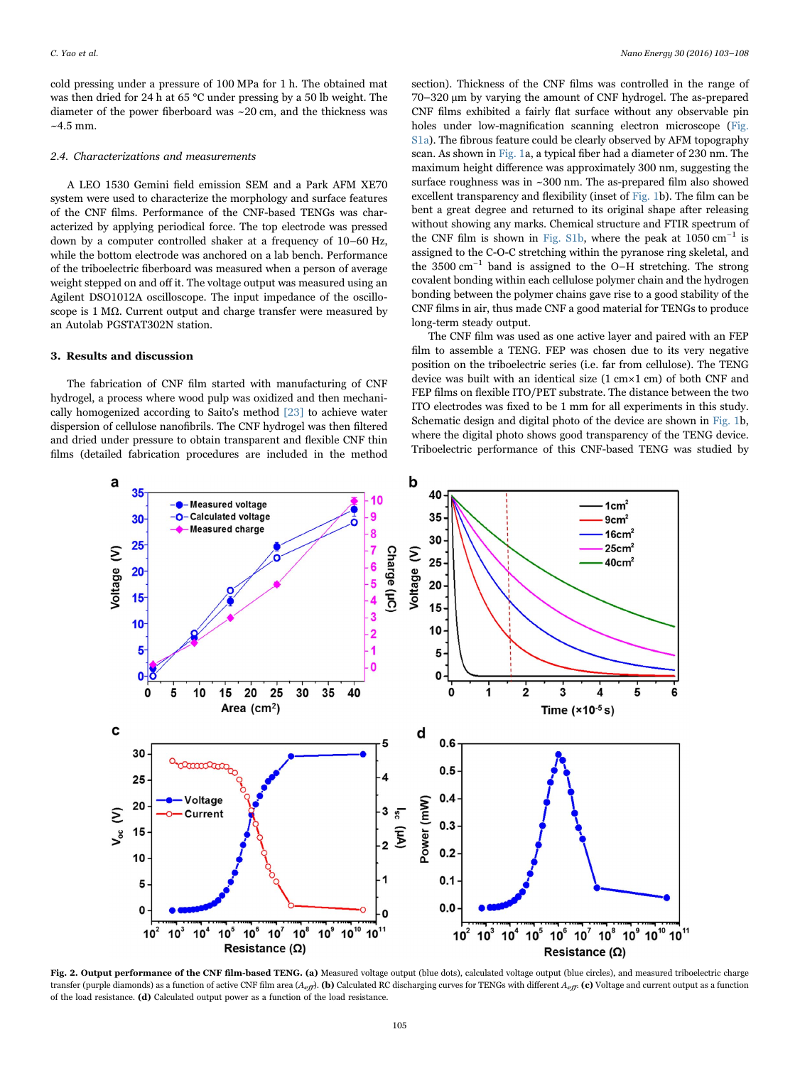cold pressing under a pressure of 100 MPa for 1 h. The obtained mat was then dried for 24 h at 65 °C under pressing by a 50 lb weight. The diameter of the power fiberboard was ~20 cm, and the thickness was ~4.5 mm.

### 2.4. Characterizations and measurements

A LEO 1530 Gemini field emission SEM and a Park AFM XE70 system were used to characterize the morphology and surface features of the CNF films. Performance of the CNF-based TENGs was characterized by applying periodical force. The top electrode was pressed down by a computer controlled shaker at a frequency of 10–60 Hz, while the bottom electrode was anchored on a lab bench. Performance of the triboelectric fiberboard was measured when a person of average weight stepped on and off it. The voltage output was measured using an Agilent DSO1012A oscilloscope. The input impedance of the oscilloscope is 1 MΩ. Current output and charge transfer were measured by an Autolab PGSTAT302N station.

## 3. Results and discussion

The fabrication of CNF film started with manufacturing of CNF hydrogel, a process where wood pulp was oxidized and then mechanically homogenized according to Saito's method [23] to achieve water dispersion of cellulose nanofibrils. The CNF hydrogel was then filtered and dried under pressure to obtain transparent and flexible CNF thin films (detailed fabrication procedures are included in the method section). Thickness of the CNF films was controlled in the range of 70–320 µm by varying the amount of CNF hydrogel. The as-prepared CNF films exhibited a fairly flat surface without any observable pin holes under low-magnification scanning electron microscope (Fig. S1a). The fibrous feature could be clearly observed by AFM topography scan. As shown in Fig. 1a, a typical fiber had a diameter of 230 nm. The maximum height difference was approximately 300 nm, suggesting the surface roughness was in ~300 nm. The as-prepared film also showed excellent transparency and flexibility (inset of Fig. 1b). The film can be bent a great degree and returned to its original shape after releasing without showing any marks. Chemical structure and FTIR spectrum of the CNF film is shown in Fig. S1b, where the peak at 1050 $cm^{-1}$ is assigned to the C-O-C stretching within the pyranose ring skeletal, and the 3500 $cm^{-1}$ band is assigned to the O–H stretching. The strong covalent bonding within each cellulose polymer chain and the hydrogen bonding between the polymer chains gave rise to a good stability of the CNF films in air, thus made CNF a good material for TENGs to produce long-term steady output.

The CNF film was used as one active layer and paired with an FEP film to assemble a TENG. FEP was chosen due to its very negative position on the triboelectric series (i.e. far from cellulose). The TENG device was built with an identical size (1 cm×1 cm) of both CNF and FEP films on flexible ITO/PET substrate. The distance between the two ITO electrodes was fixed to be 1 mm for all experiments in this study. Schematic design and digital photo of the device are shown in Fig. 1b, where the digital photo shows good transparency of the TENG device. Triboelectric performance of this CNF-based TENG was studied by

**Fig. 2. Output performance of the CNF film-based TENG. (a)** Measured voltage output (blue dots), calculated voltage output (blue circles), and measured triboelectric charge transfer (purple diamonds) as a function of active CNF film area ($A_{eff}$). **(b)** Calculated RC discharging curves for TENGs with different $A_{eff}$. **(c)** Voltage and current output as a function of the load resistance. **(d)** Calculated output power as a function of the load resistance.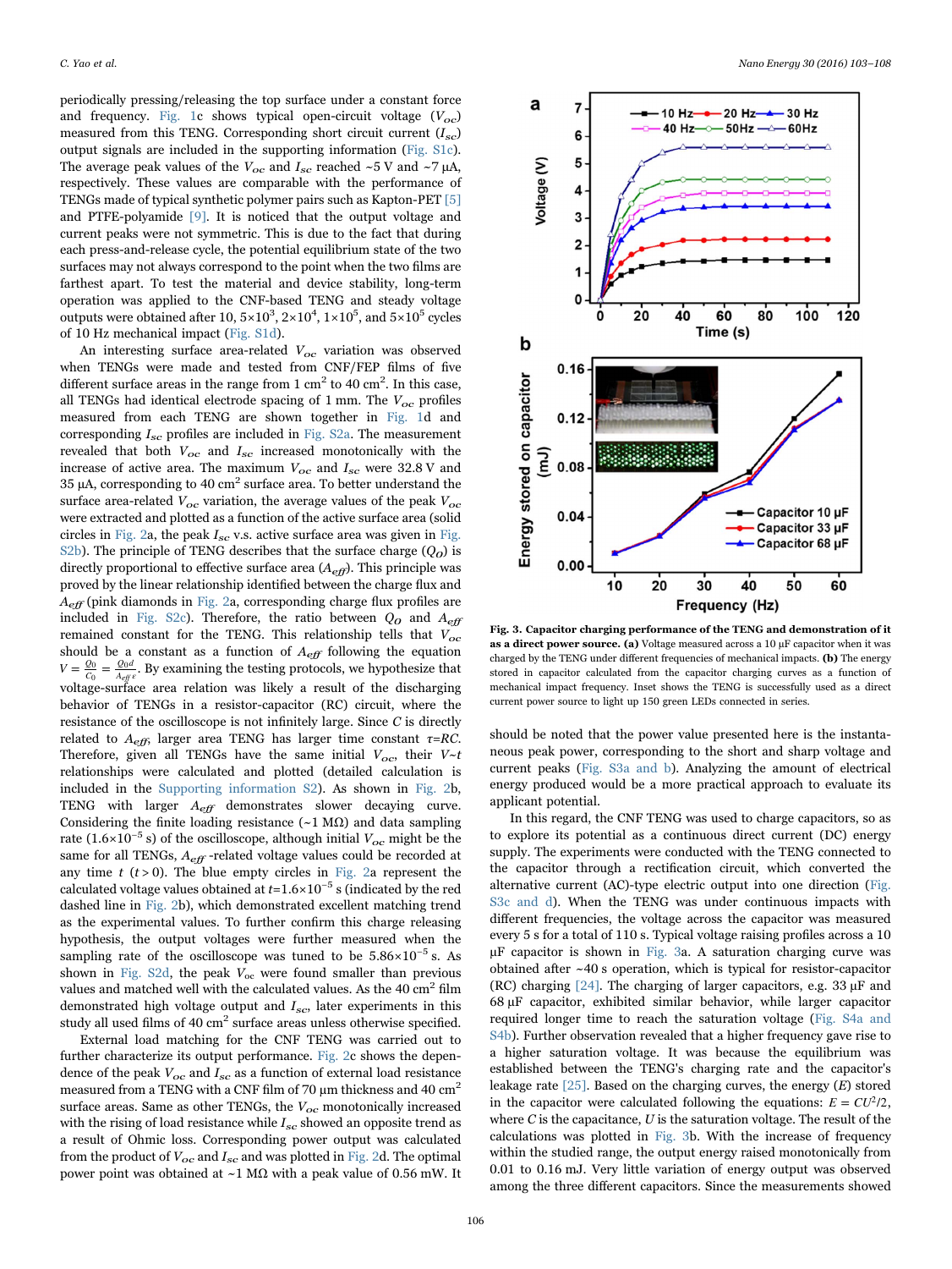periodically pressing/releasing the top surface under a constant force and frequency. Fig. 1c shows typical open-circuit voltage ($V_{OC}$) measured from this TENG. Corresponding short circuit current ($I_{sc}$) output signals are included in the supporting information (Fig. S1c). The average peak values of the $V_{OC}$ and $I_{sc}$ reached ~5 V and ~7 μA, respectively. These values are comparable with the performance of TENGs made of typical synthetic polymer pairs such as Kapton-PET [5] and PTFE-polyamide [9]. It is noticed that the output voltage and current peaks were not symmetric. This is due to the fact that during each press-and-release cycle, the potential equilibrium state of the two surfaces may not always correspond to the point when the two films are farthest apart. To test the material and device stability, long-term operation was applied to the CNF-based TENG and steady voltage outputs were obtained after 10, $5\times10^{3}$, $2\times10^{4}$, $1\times10^{5}$, and $5\times10^{5}$ cycles of 10 Hz mechanical impact (Fig. S1d).

An interesting surface area-related $V_{OC}$ variation was observed when TENGs were made and tested from CNF/FEP films of five different surface areas in the range from 1 cm$^2$ to 40 cm$^2$. In this case, all TENGs had identical electrode spacing of 1 mm. The $V_{OC}$ profiles measured from each TENG are shown together in Fig. 1d and corresponding $I_{sc}$ profiles are included in Fig. S2a. The measurement revealed that both $V_{OC}$ and $I_{sc}$ increased monotonically with the increase of active area. The maximum $V_{OC}$ and $I_{sc}$ were 32.8 V and 35 μA, corresponding to 40 cm$^2$ surface area. To better understand the surface area-related $V_{OC}$ variation, the average values of the peak $V_{OC}$ were extracted and plotted as a function of the active surface area (solid circles in Fig. 2a, the peak $I_{sc}$ v.s. active surface area was given in Fig. S2b). The principle of TENG describes that the surface charge ($Q_O$) is directly proportional to effective surface area ($A_{eff}$). This principle was proved by the linear relationship identified between the charge flux and $A_{eff}$ (pink diamonds in Fig. 2a, corresponding charge flux profiles are included in Fig. S2c). Therefore, the ratio between $Q_O$ and $A_{eff}$ remained constant for the TENG. This relationship tells that $V_{OC}$ should be a constant as a function of $A_{eff}$ following the equation $V = \frac{Q_0}{C_0} = \frac{Q_0 d}{A_{eff}\varepsilon}$. By examining the testing protocols, we hypothesize that the voltage-surface area relation was likely a result of the discharging behavior of TENGs in a resistor-capacitor (RC) circuit, where the resistance of the oscilloscope is not infinitely large. Since $C$ is directly related to $A_{eff}$, larger area TENG has larger time constant $\tau$=$RC$. Therefore, given all TENGs have the same initial $V_{OC}$, their $V$~$t$ relationships were calculated and plotted (detailed calculation is included in the Supporting information S2). As shown in Fig. 2b, TENG with larger $A_{eff}$ demonstrates slower decaying curve. Considering the finite loading resistance (~1 MΩ) and data sampling rate ($1.6\times10^{-5}$ s) of the oscilloscope, although initial $V_{OC}$ might be the same for all TENGs, $A_{eff}$ -related voltage values could be recorded at any time $t$ ($t>0$). The blue empty circles in Fig. 2a represent the calculated voltage values obtained at $t$=$1.6\times10^{-5}$ s (indicated by the red dashed line in Fig. 2b), which demonstrated excellent matching trend as the experimental values. To further confirm this charge releasing hypothesis, the output voltages were further measured when the sampling rate of the oscilloscope was tuned to be $5.86\times10^{-5}$ s. As shown in Fig. S2d, the peak $V_{OC}$ were found smaller than previous values and matched well with the calculated values. As the 40 cm$^2$ film demonstrated high voltage output and $I_{sc}$, later experiments in this study all used films of 40 cm$^2$ surface areas unless otherwise specified.

External load matching for the CNF TENG was carried out to further characterize its output performance. Fig. 2c shows the dependence of the peak $V_{OC}$ and $I_{sc}$ as a function of external load resistance measured from a TENG with a CNF film of 70 μm thickness and 40 cm$^2$ surface areas. Same as other TENGs, the $V_{OC}$ monotonically increased with the rising of load resistance while $I_{sc}$ showed an opposite trend as a result of Ohmic loss. Corresponding power output was calculated from the product of $V_{OC}$ and $I_{sc}$ and was plotted in Fig. 2d. The optimal power point was obtained at ~1 MΩ with a peak value of 0.56 mW. It should be noted that the power value presented here is the instantaneous peak power, corresponding to the short and sharp voltage and current peaks (Fig. S3a and b). Analyzing the amount of electrical energy produced would be a more practical approach to evaluate its applicant potential.

**Fig. 3. Capacitor charging performance of the TENG and demonstration of it as a direct power source. (a)** Voltage measured across a 10 μF capacitor when it was charged by the TENG under different frequencies of mechanical impacts. **(b)** The energy stored in capacitor calculated from the capacitor charging curves as a function of mechanical impact frequency. Inset shows the TENG is successfully used as a direct current power source to light up 150 green LEDs connected in series.

In this regard, the CNF TENG was used to charge capacitors, so as to explore its potential as a continuous direct current (DC) energy supply. The experiments were conducted with the TENG connected to the capacitor through a rectification circuit, which converted the alternative current (AC)-type electric output into one direction (Fig. S3c and d). When the TENG was under continuous impacts with different frequencies, the voltage across the capacitor was measured every 5 s for a total of 110 s. Typical voltage raising profiles across a 10 μF capacitor is shown in Fig. 3a. A saturation charging curve was obtained after ~40 s operation, which is typical for resistor-capacitor (RC) charging [24]. The charging of larger capacitors, e.g. 33 μF and 68 μF capacitor, exhibited similar behavior, while larger capacitor required longer time to reach the saturation voltage (Fig. S4a and S4b). Further observation revealed that a higher frequency gave rise to a higher saturation voltage. It was because the equilibrium was established between the TENG's charging rate and the capacitor's leakage rate [25]. Based on the charging curves, the energy ($E$) stored in the capacitor were calculated following the equations: $E = CU^2/2$, where $C$ is the capacitance, $U$ is the saturation voltage. The result of the calculations was plotted in Fig. 3b. With the increase of frequency within the studied range, the output energy raised monotonically from 0.01 to 0.16 mJ. Very little variation of energy output was observed among the three different capacitors. Since the measurements showed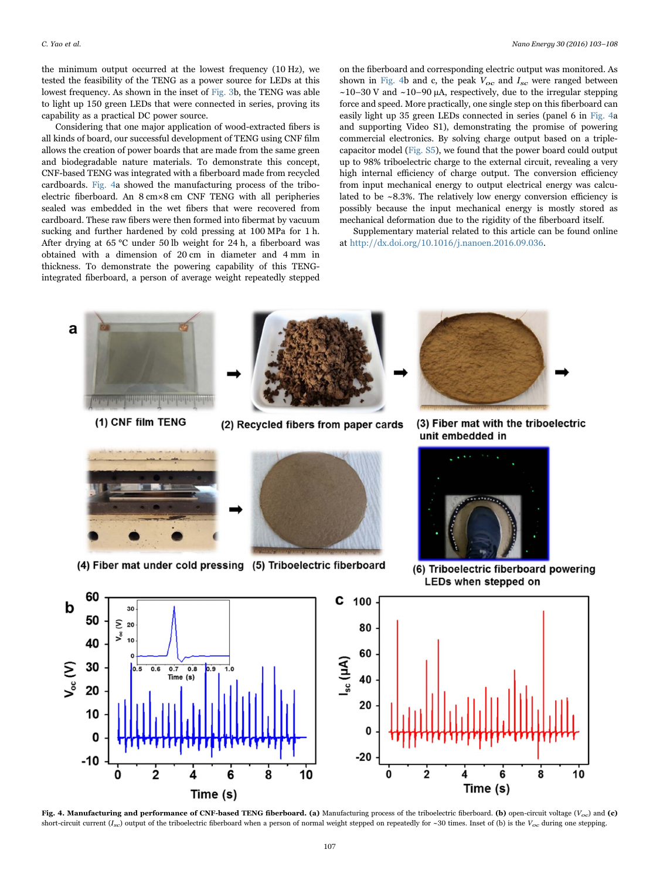the minimum output occurred at the lowest frequency (10 Hz), we tested the feasibility of the TENG as a power source for LEDs at this lowest frequency. As shown in the inset of Fig. 3b, the TENG was able to light up 150 green LEDs that were connected in series, proving its capability as a practical DC power source.

Considering that one major application of wood-extracted fibers is all kinds of board, our successful development of TENG using CNF film allows the creation of power boards that are made from the same green and biodegradable nature materials. To demonstrate this concept, CNF-based TENG was integrated with a fiberboard made from recycled cardboards. Fig. 4a showed the manufacturing process of the triboelectric fiberboard. An 8 cm×8 cm CNF TENG with all peripheries sealed was embedded in the wet fibers that were recovered from cardboard. These raw fibers were then formed into fibermat by vacuum sucking and further hardened by cold pressing at 100 MPa for 1 h. After drying at 65 °C under 50 lb weight for 24 h, a fiberboard was obtained with a dimension of 20 cm in diameter and 4 mm in thickness. To demonstrate the powering capability of this TENG-integrated fiberboard, a person of average weight repeatedly stepped on the fiberboard and corresponding electric output was monitored. As shown in Fig. 4b and c, the peak $V_{oc}$ and $I_{sc}$ were ranged between ~10–30 V and ~10–90 µA, respectively, due to the irregular stepping force and speed. More practically, one single step on this fiberboard can easily light up 35 green LEDs connected in series (panel 6 in Fig. 4a and supporting Video S1), demonstrating the promise of powering commercial electronics. By solving charge output based on a triple-capacitor model (Fig. S5), we found that the power board could output up to 98% triboelectric charge to the external circuit, revealing a very high internal efficiency of charge output. The conversion efficiency from input mechanical energy to output electrical energy was calculated to be ~8.3%. The relatively low energy conversion efficiency is possibly because the input mechanical energy is mostly stored as mechanical deformation due to the rigidity of the fiberboard itself.

Supplementary material related to this article can be found online at http://dx.doi.org/10.1016/j.nanoen.2016.09.036.

**Fig. 4. Manufacturing and performance of CNF-based TENG fiberboard. (a)** Manufacturing process of the triboelectric fiberboard. **(b)** open-circuit voltage ($V_{oc}$) and **(c)** short-circuit current ($I_{sc}$) output of the triboelectric fiberboard when a person of normal weight stepped on repeatedly for ~30 times. Inset of (b) is the $V_{oc}$ during one stepping.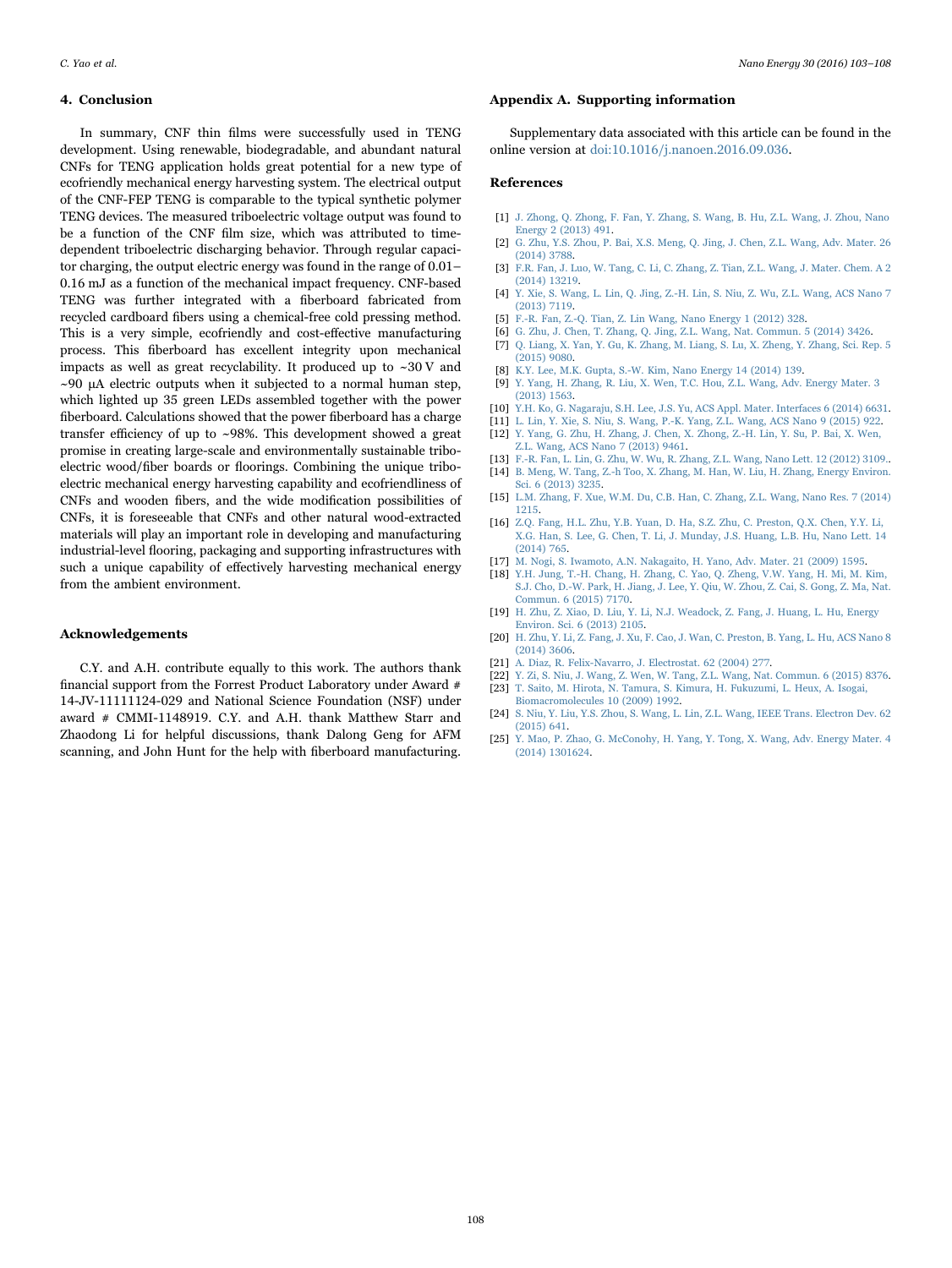## 4. Conclusion

In summary, CNF thin films were successfully used in TENG development. Using renewable, biodegradable, and abundant natural CNFs for TENG application holds great potential for a new type of ecofriendly mechanical energy harvesting system. The electrical output of the CNF-FEP TENG is comparable to the typical synthetic polymer TENG devices. The measured triboelectric voltage output was found to be a function of the CNF film size, which was attributed to time-dependent triboelectric discharging behavior. Through regular capacitor charging, the output electric energy was found in the range of 0.01–0.16 mJ as a function of the mechanical impact frequency. CNF-based TENG was further integrated with a fiberboard fabricated from recycled cardboard fibers using a chemical-free cold pressing method. This is a very simple, ecofriendly and cost-effective manufacturing process. This fiberboard has excellent integrity upon mechanical impacts as well as great recyclability. It produced up to ~30 V and ~90 μA electric outputs when it subjected to a normal human step, which lighted up 35 green LEDs assembled together with the power fiberboard. Calculations showed that the power fiberboard has a charge transfer efficiency of up to ~98%. This development showed a great promise in creating large-scale and environmentally sustainable triboelectric wood/fiber boards or floorings. Combining the unique triboelectric mechanical energy harvesting capability and ecofriendliness of CNFs and wooden fibers, and the wide modification possibilities of CNFs, it is foreseeable that CNFs and other natural wood-extracted materials will play an important role in developing and manufacturing industrial-level flooring, packaging and supporting infrastructures with such a unique capability of effectively harvesting mechanical energy from the ambient environment.

## Acknowledgements

C.Y. and A.H. contribute equally to this work. The authors thank financial support from the Forrest Product Laboratory under Award # 14-JV-11111124-029 and National Science Foundation (NSF) under award # CMMI-1148919. C.Y. and A.H. thank Matthew Starr and Zhaodong Li for helpful discussions, thank Dalong Geng for AFM scanning, and John Hunt for the help with fiberboard manufacturing.

## Appendix A. Supporting information

Supplementary data associated with this article can be found in the online version at doi:10.1016/j.nanoen.2016.09.036.

## References

[1] J. Zhong, Q. Zhong, F. Fan, Y. Zhang, S. Wang, B. Hu, Z.L. Wang, J. Zhou, Nano Energy 2 (2013) 491.
[2] G. Zhu, Y.S. Zhou, P. Bai, X.S. Meng, Q. Jing, J. Chen, Z.L. Wang, Adv. Mater. 26 (2014) 3788.
[3] F.R. Fan, J. Luo, W. Tang, C. Li, C. Zhang, Z. Tian, Z.L. Wang, J. Mater. Chem. A 2 (2014) 13219.
[4] Y. Xie, S. Wang, L. Lin, Q. Jing, Z.-H. Lin, S. Niu, Z. Wu, Z.L. Wang, ACS Nano 7 (2013) 7119.
[5] F.-R. Fan, Z.-Q. Tian, Z. Lin Wang, Nano Energy 1 (2012) 328.
[6] G. Zhu, J. Chen, T. Zhang, Q. Jing, Z.L. Wang, Nat. Commun. 5 (2014) 3426.
[7] Q. Liang, X. Yan, Y. Gu, K. Zhang, M. Liang, S. Lu, X. Zheng, Y. Zhang, Sci. Rep. 5 (2015) 9080.
[8] K.Y. Lee, M.K. Gupta, S.-W. Kim, Nano Energy 14 (2014) 139.
[9] Y. Yang, H. Zhang, R. Liu, X. Wen, T.C. Hou, Z.L. Wang, Adv. Energy Mater. 3 (2013) 1563.
[10] Y.H. Ko, G. Nagaraju, S.H. Lee, J.S. Yu, ACS Appl. Mater. Interfaces 6 (2014) 6631.
[11] L. Lin, Y. Xie, S. Niu, S. Wang, P.-K. Yang, Z.L. Wang, ACS Nano 9 (2015) 922.
[12] Y. Yang, G. Zhu, H. Zhang, J. Chen, X. Zhong, Z.-H. Lin, Y. Su, P. Bai, X. Wen, Z.L. Wang, ACS Nano 7 (2013) 9461.
[13] F.-R. Fan, L. Lin, G. Zhu, W. Wu, R. Zhang, Z.L. Wang, Nano Lett. 12 (2012) 3109..
[14] B. Meng, W. Tang, Z.-h Too, X. Zhang, M. Han, W. Liu, H. Zhang, Energy Environ. Sci. 6 (2013) 3235.
[15] L.M. Zhang, F. Xue, W.M. Du, C.B. Han, C. Zhang, Z.L. Wang, Nano Res. 7 (2014) 1215.
[16] Z.Q. Fang, H.L. Zhu, Y.B. Yuan, D. Ha, S.Z. Zhu, C. Preston, Q.X. Chen, Y.Y. Li, X.G. Han, S. Lee, G. Chen, T. Li, J. Munday, J.S. Huang, L.B. Hu, Nano Lett. 14 (2014) 765.
[17] M. Nogi, S. Iwamoto, A.N. Nakagaito, H. Yano, Adv. Mater. 21 (2009) 1595.
[18] Y.H. Jung, T.-H. Chang, H. Zhang, C. Yao, Q. Zheng, V.W. Yang, H. Mi, M. Kim, S.J. Cho, D.-W. Park, H. Jiang, J. Lee, Y. Qiu, W. Zhou, Z. Cai, S. Gong, Z. Ma, Nat. Commun. 6 (2015) 7170.
[19] H. Zhu, Z. Xiao, D. Liu, Y. Li, N.J. Weadock, Z. Fang, J. Huang, L. Hu, Energy Environ. Sci. 6 (2013) 2105.
[20] H. Zhu, Y. Li, Z. Fang, J. Xu, F. Cao, J. Wan, C. Preston, B. Yang, L. Hu, ACS Nano 8 (2014) 3606.
[21] A. Diaz, R. Felix-Navarro, J. Electrostat. 62 (2004) 277.
[22] Y. Zi, S. Niu, J. Wang, Z. Wen, W. Tang, Z.L. Wang, Nat. Commun. 6 (2015) 8376.
[23] T. Saito, M. Hirota, N. Tamura, S. Kimura, H. Fukuzumi, L. Heux, A. Isogai, Biomacromolecules 10 (2009) 1992.
[24] S. Niu, Y. Liu, Y.S. Zhou, S. Wang, L. Lin, Z.L. Wang, IEEE Trans. Electron Dev. 62 (2015) 641.
[25] Y. Mao, P. Zhao, G. McConohy, H. Yang, Y. Tong, X. Wang, Adv. Energy Mater. 4 (2014) 1301624.